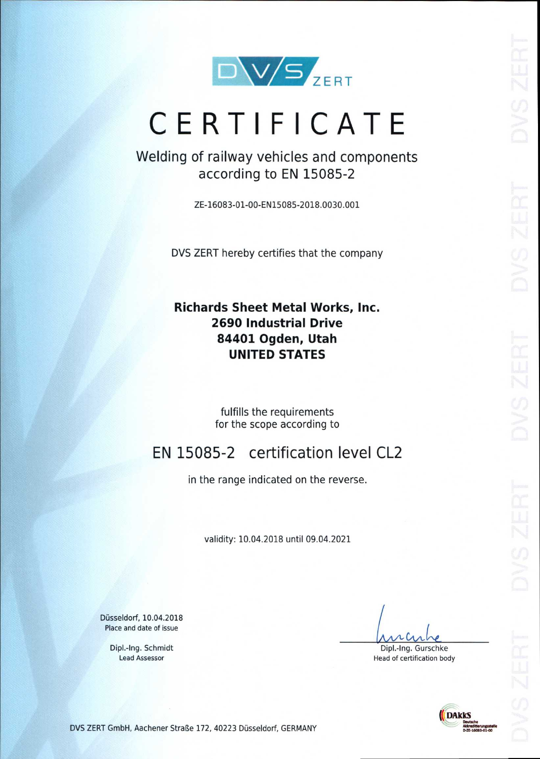DVS ZERT

# CERTIFICATE

## Welding of railway vehicles and components according to EN 15085-2

ZE-16083-01-00-EN15085-2018.0030.001

DVS ZERT hereby certifies that the company

**Richards Sheet Metal Works, Inc.**
**2690 Industrial Drive**
**84401 Ogden, Utah**
**UNITED STATES**

fulfills the requirements
for the scope according to

## EN 15085-2 certification level CL2

in the range indicated on the reverse.

validity: 10.04.2018 until 09.04.2021

Düsseldorf, 10.04.2018
Place and date of issue

Dipl.-Ing. Schmidt
Lead Assessor

Dipl.-Ing. Gurschke
Head of certification body

DVS ZERT GmbH, Aachener Straße 172, 40223 Düsseldorf, GERMANY

DAkkS Deutsche Akkreditierungsstelle D-ZE-16083-01-00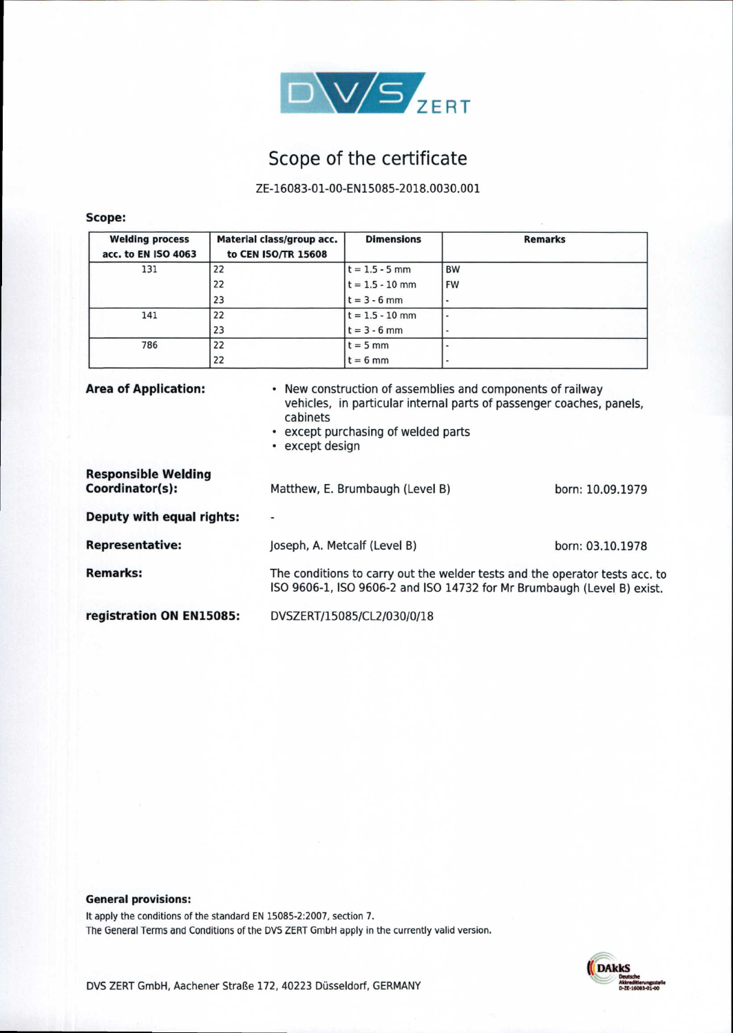DVS ZERT

# Scope of the certificate

ZE-16083-01-00-EN15085-2018.0030.001

**Scope:**

| Welding process acc. to EN ISO 4063 | Material class/group acc. to CEN ISO/TR 15608 | Dimensions | Remarks |
|---|---|---|---|
| 131 | 22 | t = 1.5 - 5 mm | BW |
| | 22 | t = 1.5 - 10 mm | FW |
| | 23 | t = 3 - 6 mm | - |
| 141 | 22 | t = 1.5 - 10 mm | - |
| | 23 | t = 3 - 6 mm | - |
| 786 | 22 | t = 5 mm | - |
| | 22 | t = 6 mm | - |

**Area of Application:**

- New construction of assemblies and components of railway vehicles, in particular internal parts of passenger coaches, panels, cabinets
- except purchasing of welded parts
- except design

**Responsible Welding Coordinator(s):** Matthew, E. Brumbaugh (Level B) born: 10.09.1979

**Deputy with equal rights:** -

**Representative:** Joseph, A. Metcalf (Level B) born: 03.10.1978

**Remarks:** The conditions to carry out the welder tests and the operator tests acc. to ISO 9606-1, ISO 9606-2 and ISO 14732 for Mr Brumbaugh (Level B) exist.

**registration ON EN15085:** DVSZERT/15085/CL2/030/0/18

**General provisions:**

It apply the conditions of the standard EN 15085-2:2007, section 7.
The General Terms and Conditions of the DVS ZERT GmbH apply in the currently valid version.

DVS ZERT GmbH, Aachener Straße 172, 40223 Düsseldorf, GERMANY

DAkkS Deutsche Akkreditierungsstelle D-ZE-16083-01-00